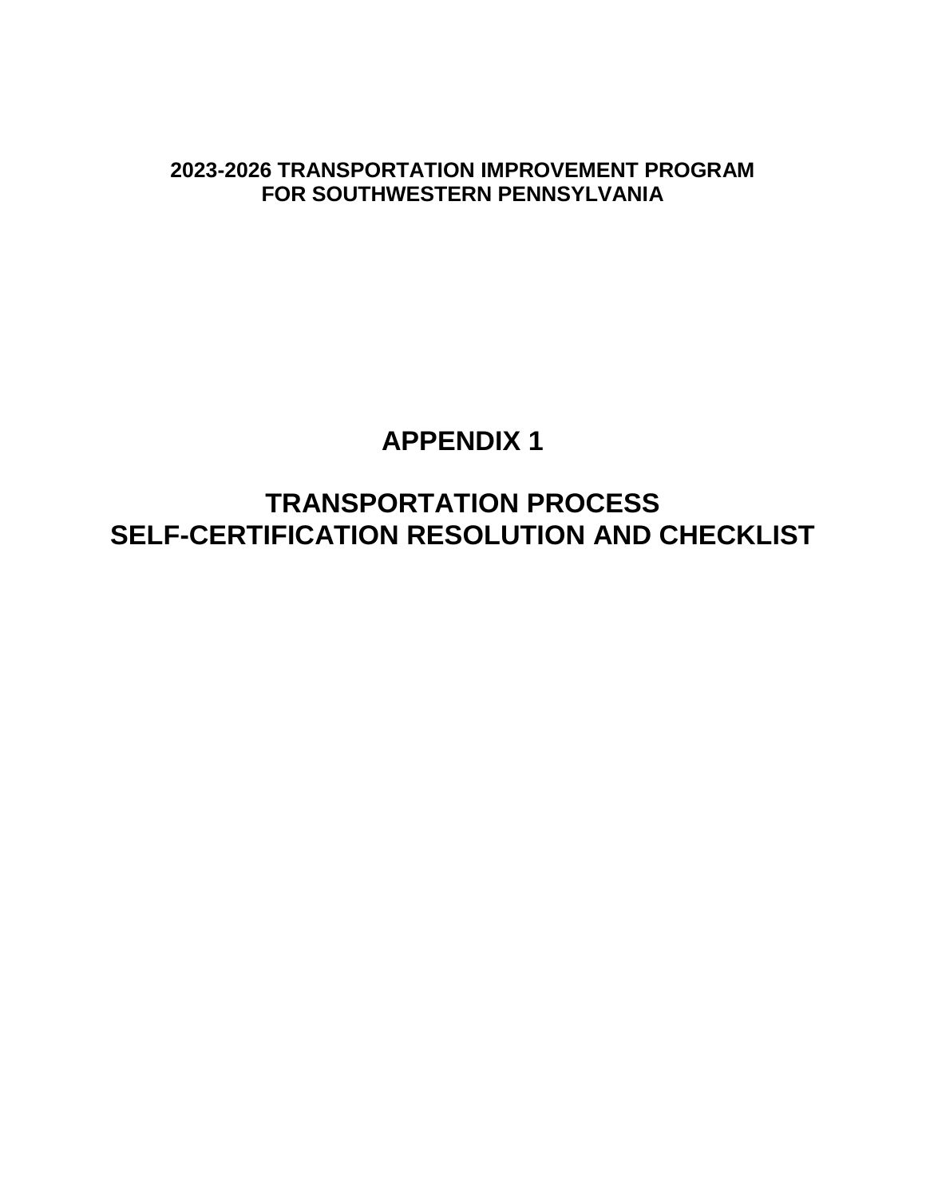**2023-2026 TRANSPORTATION IMPROVEMENT PROGRAM FOR SOUTHWESTERN PENNSYLVANIA**

# APPENDIX 1

# TRANSPORTATION PROCESS SELF-CERTIFICATION RESOLUTION AND CHECKLIST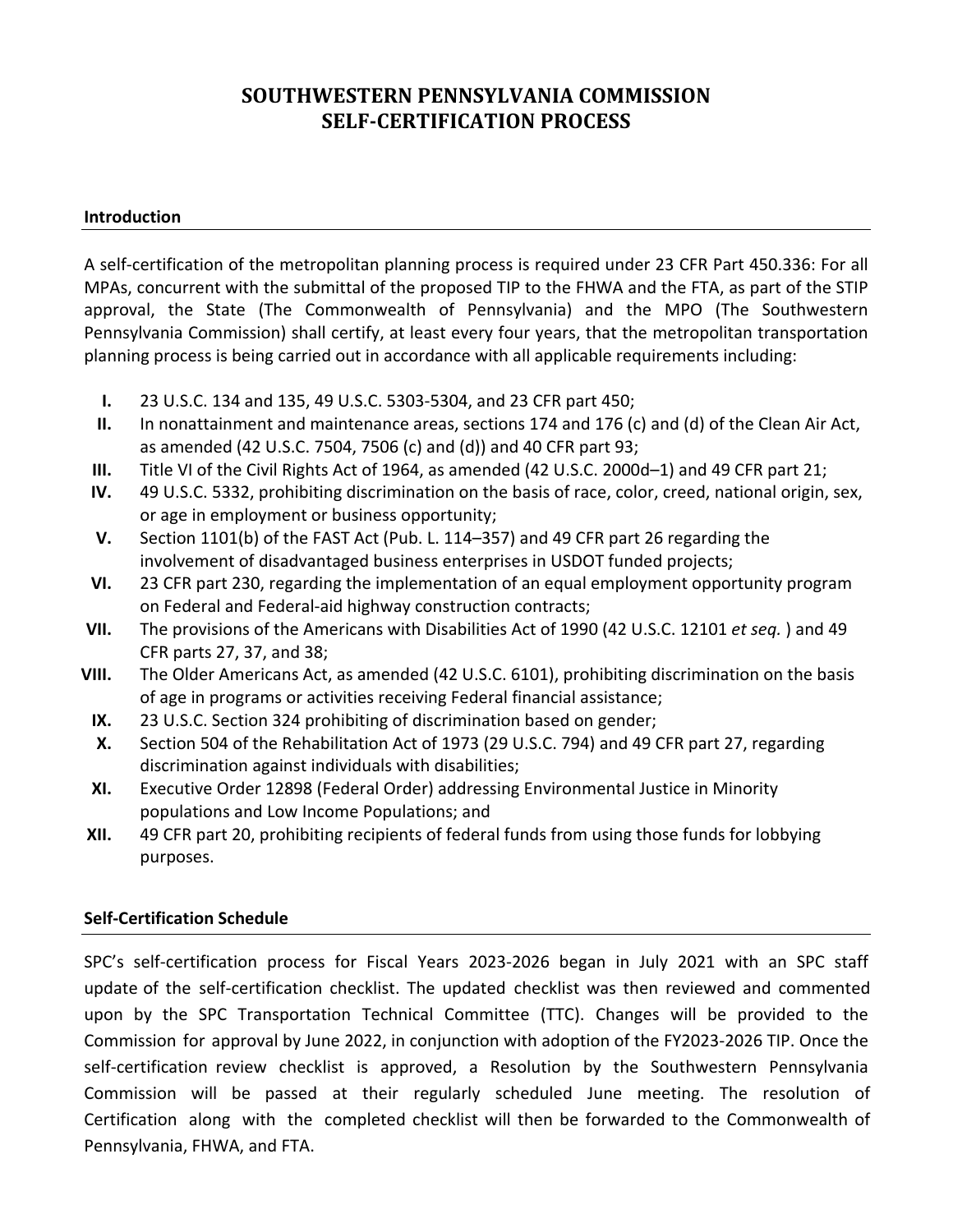# SOUTHWESTERN PENNSYLVANIA COMMISSION SELF-CERTIFICATION PROCESS

## Introduction

A self-certification of the metropolitan planning process is required under 23 CFR Part 450.336: For all MPAs, concurrent with the submittal of the proposed TIP to the FHWA and the FTA, as part of the STIP approval, the State (The Commonwealth of Pennsylvania) and the MPO (The Southwestern Pennsylvania Commission) shall certify, at least every four years, that the metropolitan transportation planning process is being carried out in accordance with all applicable requirements including:

- **I.** 23 U.S.C. 134 and 135, 49 U.S.C. 5303-5304, and 23 CFR part 450;
- **II.** In nonattainment and maintenance areas, sections 174 and 176 (c) and (d) of the Clean Air Act, as amended (42 U.S.C. 7504, 7506 (c) and (d)) and 40 CFR part 93;
- **III.** Title VI of the Civil Rights Act of 1964, as amended (42 U.S.C. 2000d–1) and 49 CFR part 21;
- **IV.** 49 U.S.C. 5332, prohibiting discrimination on the basis of race, color, creed, national origin, sex, or age in employment or business opportunity;
- **V.** Section 1101(b) of the FAST Act (Pub. L. 114–357) and 49 CFR part 26 regarding the involvement of disadvantaged business enterprises in USDOT funded projects;
- **VI.** 23 CFR part 230, regarding the implementation of an equal employment opportunity program on Federal and Federal-aid highway construction contracts;
- **VII.** The provisions of the Americans with Disabilities Act of 1990 (42 U.S.C. 12101 *et seq.* ) and 49 CFR parts 27, 37, and 38;
- **VIII.** The Older Americans Act, as amended (42 U.S.C. 6101), prohibiting discrimination on the basis of age in programs or activities receiving Federal financial assistance;
- **IX.** 23 U.S.C. Section 324 prohibiting of discrimination based on gender;
- **X.** Section 504 of the Rehabilitation Act of 1973 (29 U.S.C. 794) and 49 CFR part 27, regarding discrimination against individuals with disabilities;
- **XI.** Executive Order 12898 (Federal Order) addressing Environmental Justice in Minority populations and Low Income Populations; and
- **XII.** 49 CFR part 20, prohibiting recipients of federal funds from using those funds for lobbying purposes.

## Self-Certification Schedule

SPC's self-certification process for Fiscal Years 2023-2026 began in July 2021 with an SPC staff update of the self-certification checklist. The updated checklist was then reviewed and commented upon by the SPC Transportation Technical Committee (TTC). Changes will be provided to the Commission for approval by June 2022, in conjunction with adoption of the FY2023-2026 TIP. Once the self-certification review checklist is approved, a Resolution by the Southwestern Pennsylvania Commission will be passed at their regularly scheduled June meeting. The resolution of Certification along with the completed checklist will then be forwarded to the Commonwealth of Pennsylvania, FHWA, and FTA.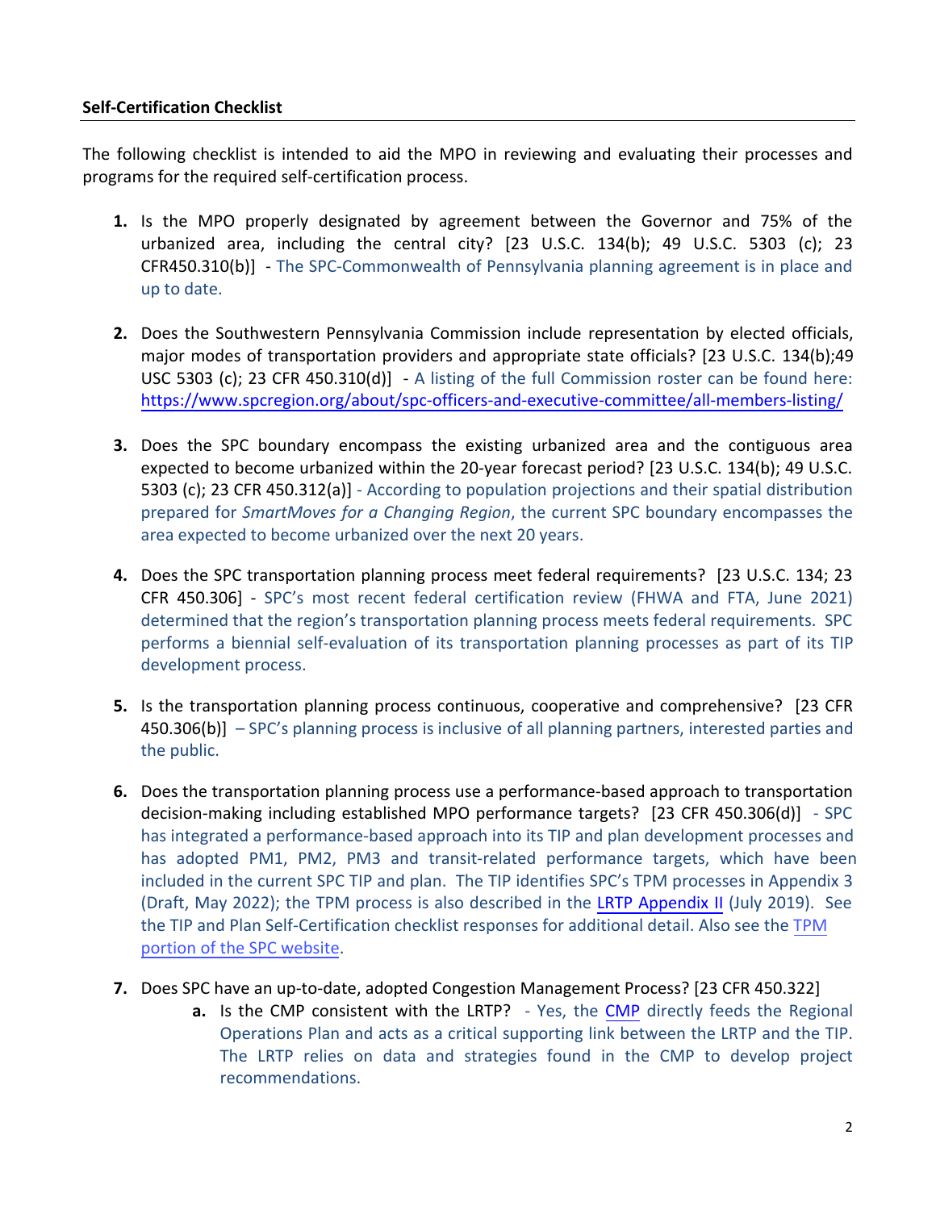**Self-Certification Checklist**

The following checklist is intended to aid the MPO in reviewing and evaluating their processes and programs for the required self-certification process.

1. Is the MPO properly designated by agreement between the Governor and 75% of the urbanized area, including the central city? [23 U.S.C. 134(b); 49 U.S.C. 5303 (c); 23 CFR450.310(b)] - The SPC-Commonwealth of Pennsylvania planning agreement is in place and up to date.

2. Does the Southwestern Pennsylvania Commission include representation by elected officials, major modes of transportation providers and appropriate state officials? [23 U.S.C. 134(b);49 USC 5303 (c); 23 CFR 450.310(d)] - A listing of the full Commission roster can be found here: https://www.spcregion.org/about/spc-officers-and-executive-committee/all-members-listing/

3. Does the SPC boundary encompass the existing urbanized area and the contiguous area expected to become urbanized within the 20-year forecast period? [23 U.S.C. 134(b); 49 U.S.C. 5303 (c); 23 CFR 450.312(a)] - According to population projections and their spatial distribution prepared for *SmartMoves for a Changing Region*, the current SPC boundary encompasses the area expected to become urbanized over the next 20 years.

4. Does the SPC transportation planning process meet federal requirements? [23 U.S.C. 134; 23 CFR 450.306] - SPC's most recent federal certification review (FHWA and FTA, June 2021) determined that the region's transportation planning process meets federal requirements. SPC performs a biennial self-evaluation of its transportation planning processes as part of its TIP development process.

5. Is the transportation planning process continuous, cooperative and comprehensive? [23 CFR 450.306(b)] – SPC's planning process is inclusive of all planning partners, interested parties and the public.

6. Does the transportation planning process use a performance-based approach to transportation decision-making including established MPO performance targets? [23 CFR 450.306(d)] - SPC has integrated a performance-based approach into its TIP and plan development processes and has adopted PM1, PM2, PM3 and transit-related performance targets, which have been included in the current SPC TIP and plan. The TIP identifies SPC's TPM processes in Appendix 3 (Draft, May 2022); the TPM process is also described in the LRTP Appendix II (July 2019). See the TIP and Plan Self-Certification checklist responses for additional detail. Also see the TPM portion of the SPC website.

7. Does SPC have an up-to-date, adopted Congestion Management Process? [23 CFR 450.322]
   a. Is the CMP consistent with the LRTP? - Yes, the CMP directly feeds the Regional Operations Plan and acts as a critical supporting link between the LRTP and the TIP. The LRTP relies on data and strategies found in the CMP to develop project recommendations.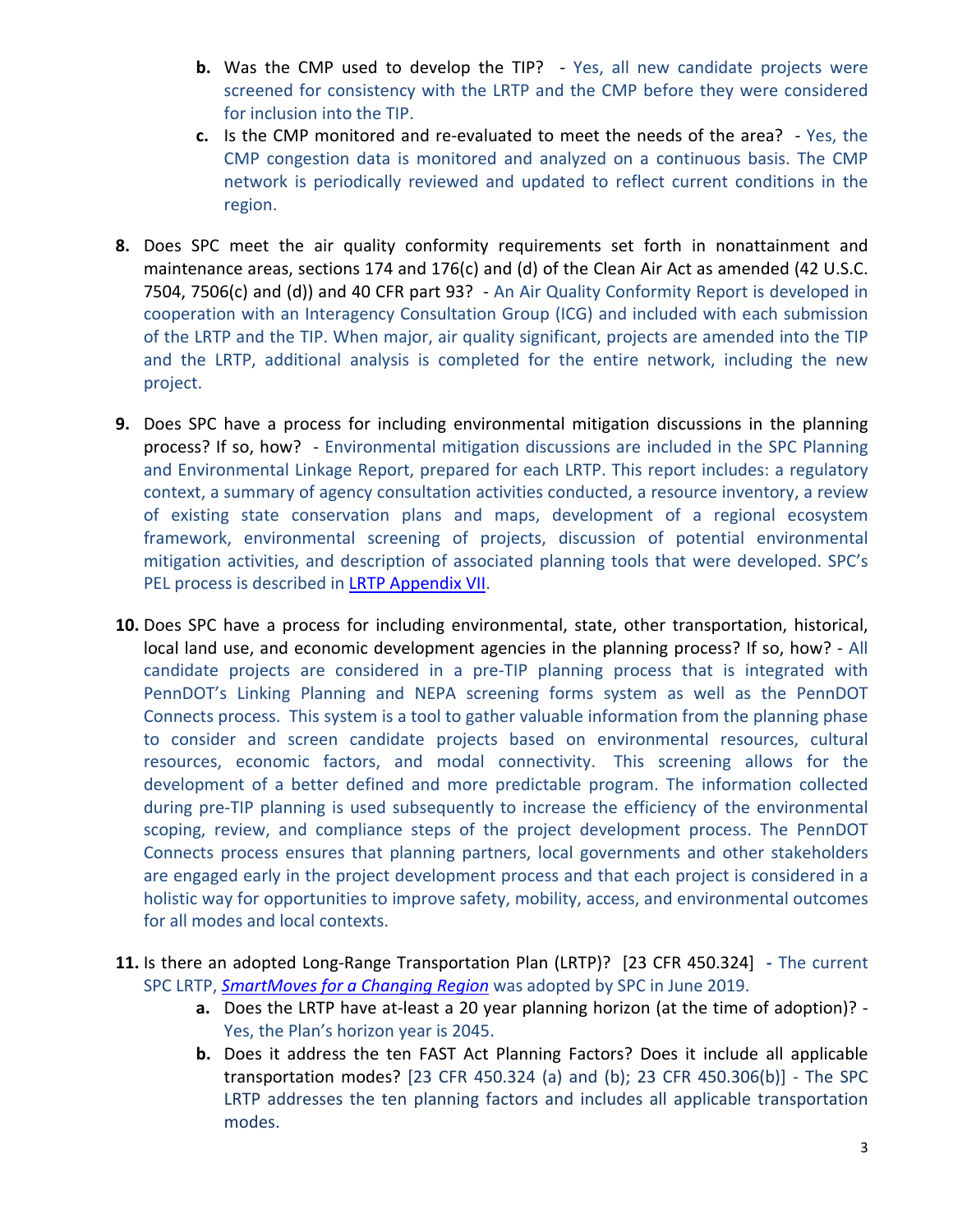- **b.** Was the CMP used to develop the TIP? - Yes, all new candidate projects were screened for consistency with the LRTP and the CMP before they were considered for inclusion into the TIP.
   - **c.** Is the CMP monitored and re-evaluated to meet the needs of the area? - Yes, the CMP congestion data is monitored and analyzed on a continuous basis. The CMP network is periodically reviewed and updated to reflect current conditions in the region.

**8.** Does SPC meet the air quality conformity requirements set forth in nonattainment and maintenance areas, sections 174 and 176(c) and (d) of the Clean Air Act as amended (42 U.S.C. 7504, 7506(c) and (d)) and 40 CFR part 93? - An Air Quality Conformity Report is developed in cooperation with an Interagency Consultation Group (ICG) and included with each submission of the LRTP and the TIP. When major, air quality significant, projects are amended into the TIP and the LRTP, additional analysis is completed for the entire network, including the new project.

**9.** Does SPC have a process for including environmental mitigation discussions in the planning process? If so, how? - Environmental mitigation discussions are included in the SPC Planning and Environmental Linkage Report, prepared for each LRTP. This report includes: a regulatory context, a summary of agency consultation activities conducted, a resource inventory, a review of existing state conservation plans and maps, development of a regional ecosystem framework, environmental screening of projects, discussion of potential environmental mitigation activities, and description of associated planning tools that were developed. SPC's PEL process is described in [LRTP Appendix VII](#).

**10.** Does SPC have a process for including environmental, state, other transportation, historical, local land use, and economic development agencies in the planning process? If so, how? - All candidate projects are considered in a pre-TIP planning process that is integrated with PennDOT's Linking Planning and NEPA screening forms system as well as the PennDOT Connects process. This system is a tool to gather valuable information from the planning phase to consider and screen candidate projects based on environmental resources, cultural resources, economic factors, and modal connectivity. This screening allows for the development of a better defined and more predictable program. The information collected during pre-TIP planning is used subsequently to increase the efficiency of the environmental scoping, review, and compliance steps of the project development process. The PennDOT Connects process ensures that planning partners, local governments and other stakeholders are engaged early in the project development process and that each project is considered in a holistic way for opportunities to improve safety, mobility, access, and environmental outcomes for all modes and local contexts.

**11.** Is there an adopted Long-Range Transportation Plan (LRTP)? [23 CFR 450.324] - The current SPC LRTP, [*SmartMoves for a Changing Region*](#) was adopted by SPC in June 2019.
   - **a.** Does the LRTP have at-least a 20 year planning horizon (at the time of adoption)? - Yes, the Plan's horizon year is 2045.
   - **b.** Does it address the ten FAST Act Planning Factors? Does it include all applicable transportation modes? [23 CFR 450.324 (a) and (b); 23 CFR 450.306(b)] - The SPC LRTP addresses the ten planning factors and includes all applicable transportation modes.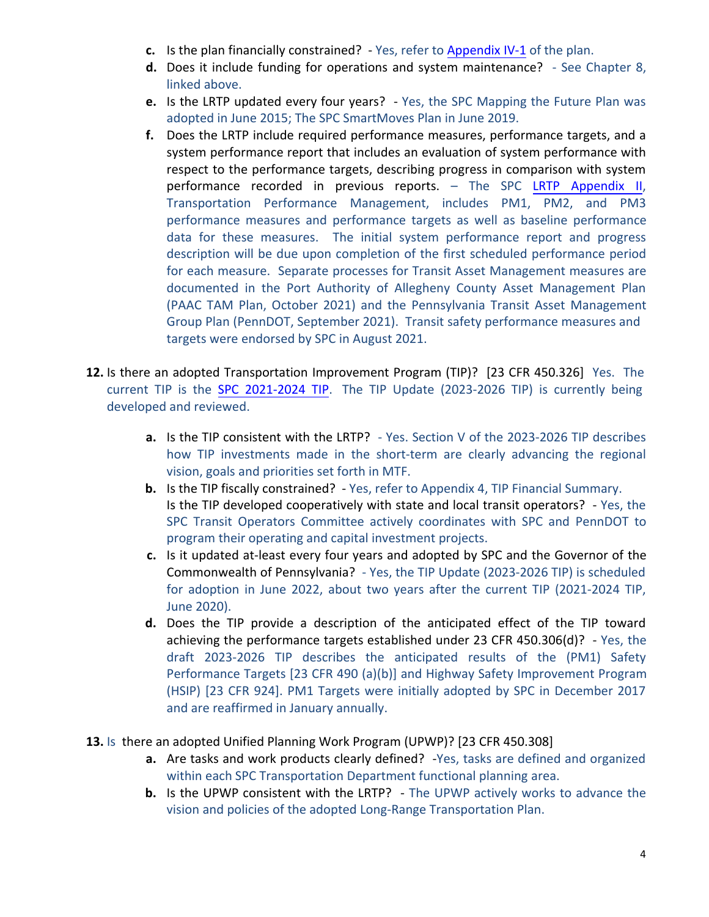c. Is the plan financially constrained? - Yes, refer to Appendix IV-1 of the plan.

d. Does it include funding for operations and system maintenance? - See Chapter 8, linked above.

e. Is the LRTP updated every four years? - Yes, the SPC Mapping the Future Plan was adopted in June 2015; The SPC SmartMoves Plan in June 2019.

f. Does the LRTP include required performance measures, performance targets, and a system performance report that includes an evaluation of system performance with respect to the performance targets, describing progress in comparison with system performance recorded in previous reports. – The SPC LRTP Appendix II, Transportation Performance Management, includes PM1, PM2, and PM3 performance measures and performance targets as well as baseline performance data for these measures. The initial system performance report and progress description will be due upon completion of the first scheduled performance period for each measure. Separate processes for Transit Asset Management measures are documented in the Port Authority of Allegheny County Asset Management Plan (PAAC TAM Plan, October 2021) and the Pennsylvania Transit Asset Management Group Plan (PennDOT, September 2021). Transit safety performance measures and targets were endorsed by SPC in August 2021.

**12.** Is there an adopted Transportation Improvement Program (TIP)? [23 CFR 450.326] Yes. The current TIP is the SPC 2021-2024 TIP. The TIP Update (2023-2026 TIP) is currently being developed and reviewed.

a. Is the TIP consistent with the LRTP? - Yes. Section V of the 2023-2026 TIP describes how TIP investments made in the short-term are clearly advancing the regional vision, goals and priorities set forth in MTF.

b. Is the TIP fiscally constrained? - Yes, refer to Appendix 4, TIP Financial Summary.
Is the TIP developed cooperatively with state and local transit operators? - Yes, the SPC Transit Operators Committee actively coordinates with SPC and PennDOT to program their operating and capital investment projects.

c. Is it updated at-least every four years and adopted by SPC and the Governor of the Commonwealth of Pennsylvania? - Yes, the TIP Update (2023-2026 TIP) is scheduled for adoption in June 2022, about two years after the current TIP (2021-2024 TIP, June 2020).

d. Does the TIP provide a description of the anticipated effect of the TIP toward achieving the performance targets established under 23 CFR 450.306(d)? - Yes, the draft 2023-2026 TIP describes the anticipated results of the (PM1) Safety Performance Targets [23 CFR 490 (a)(b)] and Highway Safety Improvement Program (HSIP) [23 CFR 924]. PM1 Targets were initially adopted by SPC in December 2017 and are reaffirmed in January annually.

**13.** Is there an adopted Unified Planning Work Program (UPWP)? [23 CFR 450.308]

a. Are tasks and work products clearly defined? -Yes, tasks are defined and organized within each SPC Transportation Department functional planning area.

b. Is the UPWP consistent with the LRTP? - The UPWP actively works to advance the vision and policies of the adopted Long-Range Transportation Plan.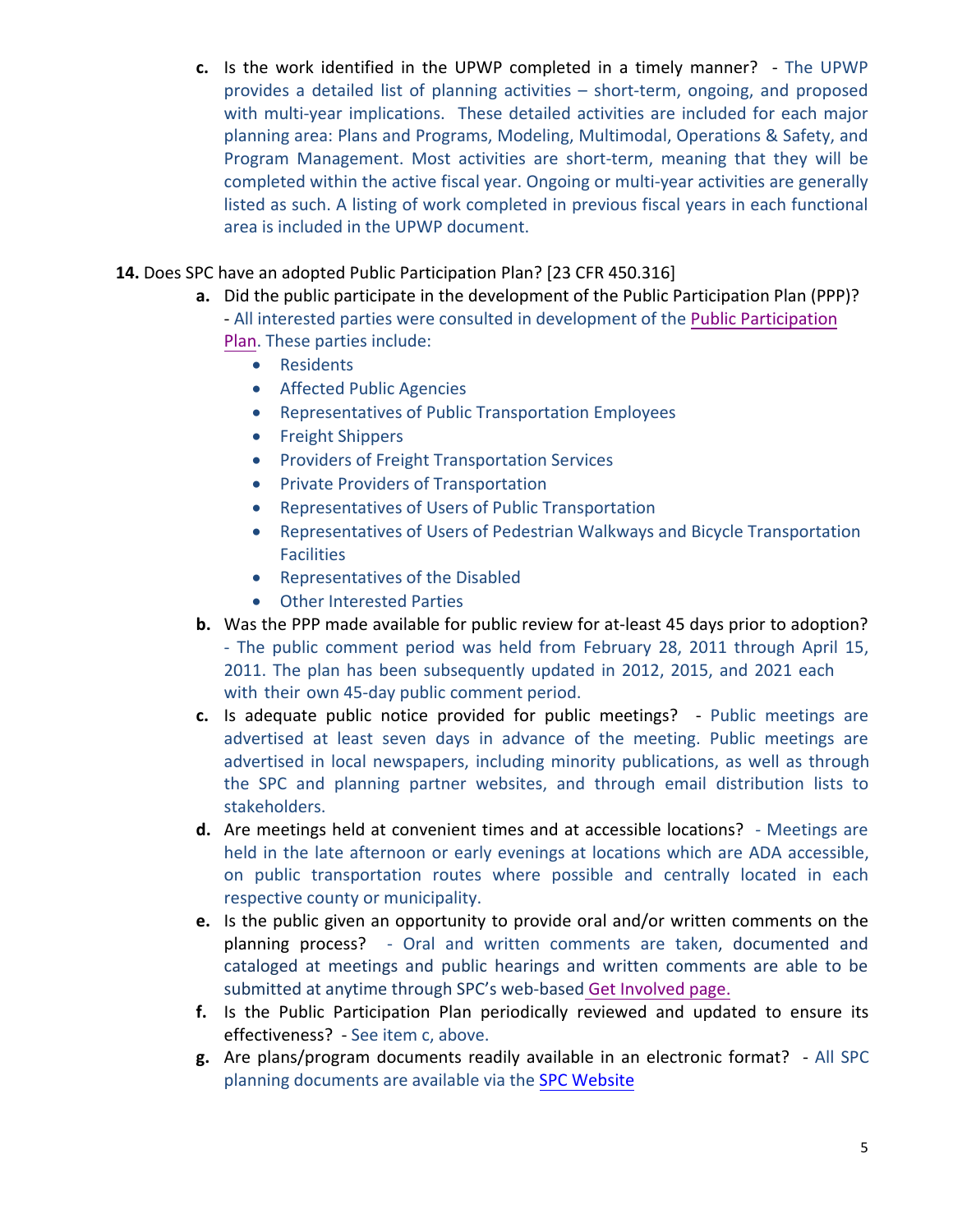c. Is the work identified in the UPWP completed in a timely manner? - The UPWP provides a detailed list of planning activities – short-term, ongoing, and proposed with multi-year implications. These detailed activities are included for each major planning area: Plans and Programs, Modeling, Multimodal, Operations & Safety, and Program Management. Most activities are short-term, meaning that they will be completed within the active fiscal year. Ongoing or multi-year activities are generally listed as such. A listing of work completed in previous fiscal years in each functional area is included in the UPWP document.

**14.** Does SPC have an adopted Public Participation Plan? [23 CFR 450.316]

a. Did the public participate in the development of the Public Participation Plan (PPP)? - All interested parties were consulted in development of the Public Participation Plan. These parties include:
   - Residents
   - Affected Public Agencies
   - Representatives of Public Transportation Employees
   - Freight Shippers
   - Providers of Freight Transportation Services
   - Private Providers of Transportation
   - Representatives of Users of Public Transportation
   - Representatives of Users of Pedestrian Walkways and Bicycle Transportation Facilities
   - Representatives of the Disabled
   - Other Interested Parties

b. Was the PPP made available for public review for at-least 45 days prior to adoption? - The public comment period was held from February 28, 2011 through April 15, 2011. The plan has been subsequently updated in 2012, 2015, and 2021 each with their own 45-day public comment period.

c. Is adequate public notice provided for public meetings? - Public meetings are advertised at least seven days in advance of the meeting. Public meetings are advertised in local newspapers, including minority publications, as well as through the SPC and planning partner websites, and through email distribution lists to stakeholders.

d. Are meetings held at convenient times and at accessible locations? - Meetings are held in the late afternoon or early evenings at locations which are ADA accessible, on public transportation routes where possible and centrally located in each respective county or municipality.

e. Is the public given an opportunity to provide oral and/or written comments on the planning process? - Oral and written comments are taken, documented and cataloged at meetings and public hearings and written comments are able to be submitted at anytime through SPC's web-based Get Involved page.

f. Is the Public Participation Plan periodically reviewed and updated to ensure its effectiveness? - See item c, above.

g. Are plans/program documents readily available in an electronic format? - All SPC planning documents are available via the SPC Website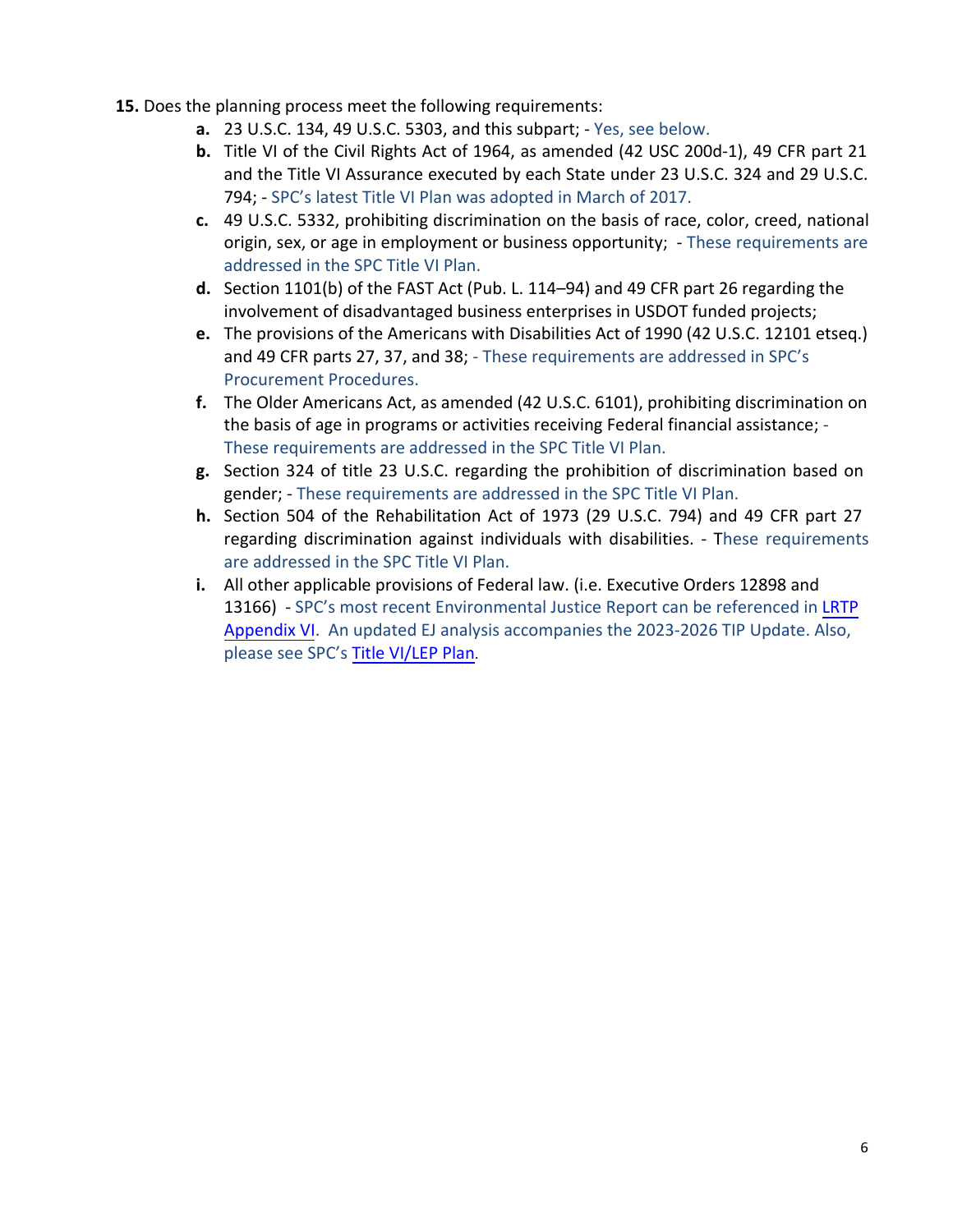**15.** Does the planning process meet the following requirements:

- **a.** 23 U.S.C. 134, 49 U.S.C. 5303, and this subpart; - Yes, see below.
- **b.** Title VI of the Civil Rights Act of 1964, as amended (42 USC 200d-1), 49 CFR part 21 and the Title VI Assurance executed by each State under 23 U.S.C. 324 and 29 U.S.C. 794; - SPC's latest Title VI Plan was adopted in March of 2017.
- **c.** 49 U.S.C. 5332, prohibiting discrimination on the basis of race, color, creed, national origin, sex, or age in employment or business opportunity; - These requirements are addressed in the SPC Title VI Plan.
- **d.** Section 1101(b) of the FAST Act (Pub. L. 114–94) and 49 CFR part 26 regarding the involvement of disadvantaged business enterprises in USDOT funded projects;
- **e.** The provisions of the Americans with Disabilities Act of 1990 (42 U.S.C. 12101 etseq.) and 49 CFR parts 27, 37, and 38; - These requirements are addressed in SPC's Procurement Procedures.
- **f.** The Older Americans Act, as amended (42 U.S.C. 6101), prohibiting discrimination on the basis of age in programs or activities receiving Federal financial assistance; - These requirements are addressed in the SPC Title VI Plan.
- **g.** Section 324 of title 23 U.S.C. regarding the prohibition of discrimination based on gender; - These requirements are addressed in the SPC Title VI Plan.
- **h.** Section 504 of the Rehabilitation Act of 1973 (29 U.S.C. 794) and 49 CFR part 27 regarding discrimination against individuals with disabilities. - These requirements are addressed in the SPC Title VI Plan.
- **i.** All other applicable provisions of Federal law. (i.e. Executive Orders 12898 and 13166) - SPC's most recent Environmental Justice Report can be referenced in LRTP Appendix VI. An updated EJ analysis accompanies the 2023-2026 TIP Update. Also, please see SPC's Title VI/LEP Plan.